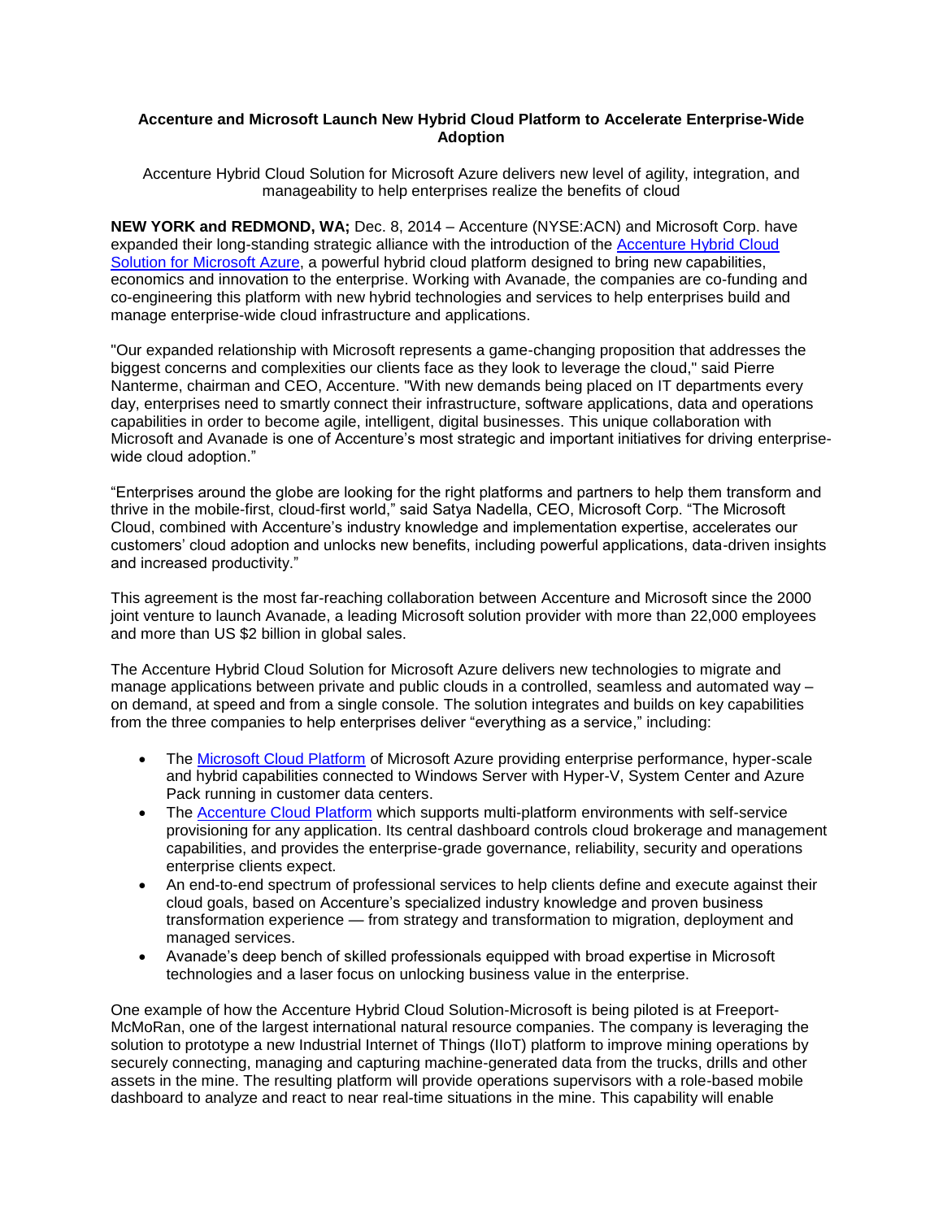**Accenture and Microsoft Launch New Hybrid Cloud Platform to Accelerate Enterprise-Wide Adoption**

Accenture Hybrid Cloud Solution for Microsoft Azure delivers new level of agility, integration, and manageability to help enterprises realize the benefits of cloud

**NEW YORK and REDMOND, WA;** Dec. 8, 2014 – Accenture (NYSE:ACN) and Microsoft Corp. have expanded their long-standing strategic alliance with the introduction of the Accenture Hybrid Cloud Solution for Microsoft Azure, a powerful hybrid cloud platform designed to bring new capabilities, economics and innovation to the enterprise. Working with Avanade, the companies are co-funding and co-engineering this platform with new hybrid technologies and services to help enterprises build and manage enterprise-wide cloud infrastructure and applications.

"Our expanded relationship with Microsoft represents a game-changing proposition that addresses the biggest concerns and complexities our clients face as they look to leverage the cloud," said Pierre Nanterme, chairman and CEO, Accenture. "With new demands being placed on IT departments every day, enterprises need to smartly connect their infrastructure, software applications, data and operations capabilities in order to become agile, intelligent, digital businesses. This unique collaboration with Microsoft and Avanade is one of Accenture's most strategic and important initiatives for driving enterprise-wide cloud adoption."

"Enterprises around the globe are looking for the right platforms and partners to help them transform and thrive in the mobile-first, cloud-first world," said Satya Nadella, CEO, Microsoft Corp. "The Microsoft Cloud, combined with Accenture's industry knowledge and implementation expertise, accelerates our customers' cloud adoption and unlocks new benefits, including powerful applications, data-driven insights and increased productivity."

This agreement is the most far-reaching collaboration between Accenture and Microsoft since the 2000 joint venture to launch Avanade, a leading Microsoft solution provider with more than 22,000 employees and more than US $2 billion in global sales.

The Accenture Hybrid Cloud Solution for Microsoft Azure delivers new technologies to migrate and manage applications between private and public clouds in a controlled, seamless and automated way – on demand, at speed and from a single console. The solution integrates and builds on key capabilities from the three companies to help enterprises deliver "everything as a service," including:

- The Microsoft Cloud Platform of Microsoft Azure providing enterprise performance, hyper-scale and hybrid capabilities connected to Windows Server with Hyper-V, System Center and Azure Pack running in customer data centers.
- The Accenture Cloud Platform which supports multi-platform environments with self-service provisioning for any application. Its central dashboard controls cloud brokerage and management capabilities, and provides the enterprise-grade governance, reliability, security and operations enterprise clients expect.
- An end-to-end spectrum of professional services to help clients define and execute against their cloud goals, based on Accenture's specialized industry knowledge and proven business transformation experience — from strategy and transformation to migration, deployment and managed services.
- Avanade's deep bench of skilled professionals equipped with broad expertise in Microsoft technologies and a laser focus on unlocking business value in the enterprise.

One example of how the Accenture Hybrid Cloud Solution-Microsoft is being piloted is at Freeport-McMoRan, one of the largest international natural resource companies. The company is leveraging the solution to prototype a new Industrial Internet of Things (IIoT) platform to improve mining operations by securely connecting, managing and capturing machine-generated data from the trucks, drills and other assets in the mine. The resulting platform will provide operations supervisors with a role-based mobile dashboard to analyze and react to near real-time situations in the mine. This capability will enable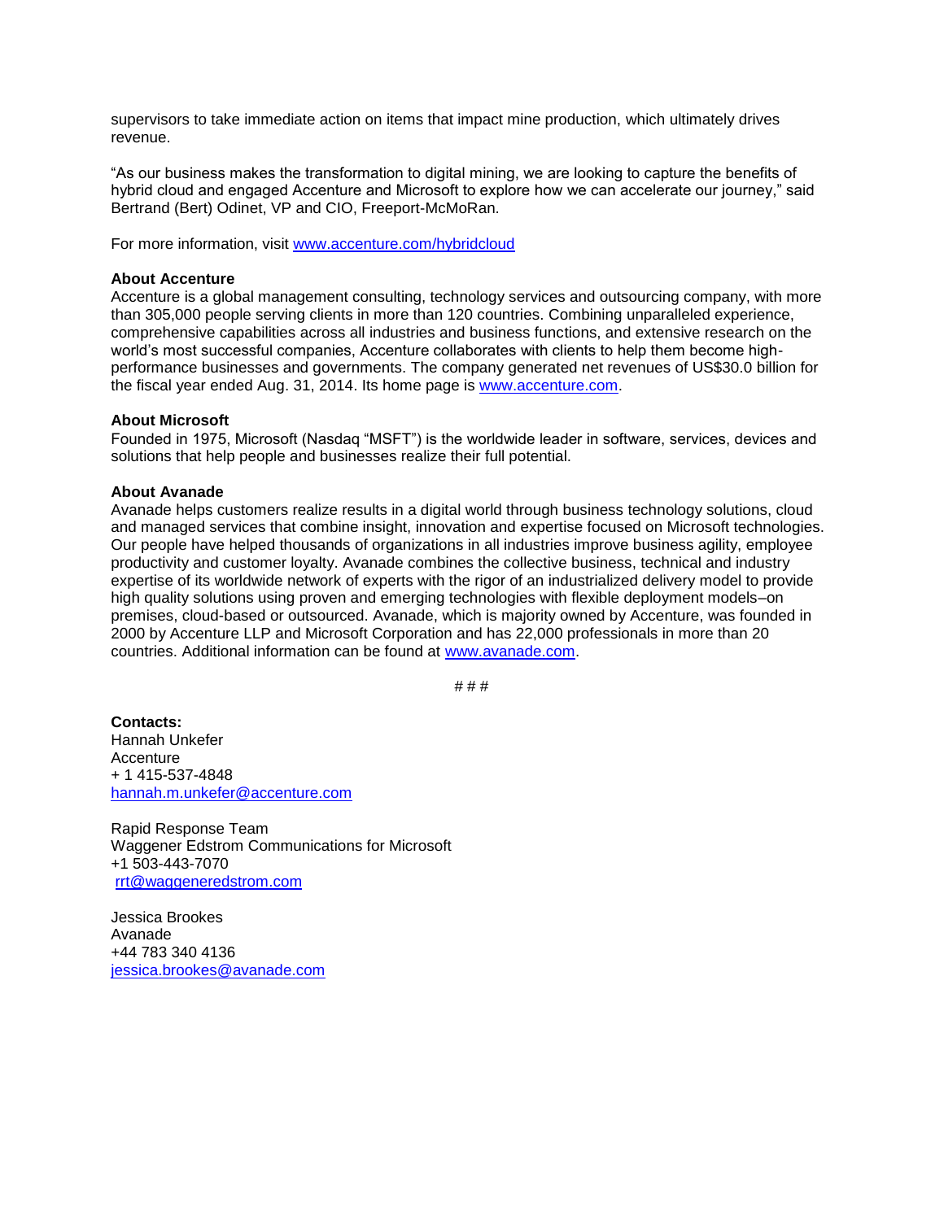supervisors to take immediate action on items that impact mine production, which ultimately drives revenue.

“As our business makes the transformation to digital mining, we are looking to capture the benefits of hybrid cloud and engaged Accenture and Microsoft to explore how we can accelerate our journey,” said Bertrand (Bert) Odinet, VP and CIO, Freeport-McMoRan.

For more information, visit www.accenture.com/hybridcloud

**About Accenture**
Accenture is a global management consulting, technology services and outsourcing company, with more than 305,000 people serving clients in more than 120 countries. Combining unparalleled experience, comprehensive capabilities across all industries and business functions, and extensive research on the world’s most successful companies, Accenture collaborates with clients to help them become high-performance businesses and governments. The company generated net revenues of US$30.0 billion for the fiscal year ended Aug. 31, 2014. Its home page is www.accenture.com.

**About Microsoft**
Founded in 1975, Microsoft (Nasdaq “MSFT”) is the worldwide leader in software, services, devices and solutions that help people and businesses realize their full potential.

**About Avanade**
Avanade helps customers realize results in a digital world through business technology solutions, cloud and managed services that combine insight, innovation and expertise focused on Microsoft technologies. Our people have helped thousands of organizations in all industries improve business agility, employee productivity and customer loyalty. Avanade combines the collective business, technical and industry expertise of its worldwide network of experts with the rigor of an industrialized delivery model to provide high quality solutions using proven and emerging technologies with flexible deployment models–on premises, cloud-based or outsourced. Avanade, which is majority owned by Accenture, was founded in 2000 by Accenture LLP and Microsoft Corporation and has 22,000 professionals in more than 20 countries. Additional information can be found at www.avanade.com.

# # #

**Contacts:**
Hannah Unkefer
Accenture
+ 1 415-537-4848
hannah.m.unkefer@accenture.com

Rapid Response Team
Waggener Edstrom Communications for Microsoft
+1 503-443-7070
rrt@waggeneredstrom.com

Jessica Brookes
Avanade
+44 783 340 4136
jessica.brookes@avanade.com